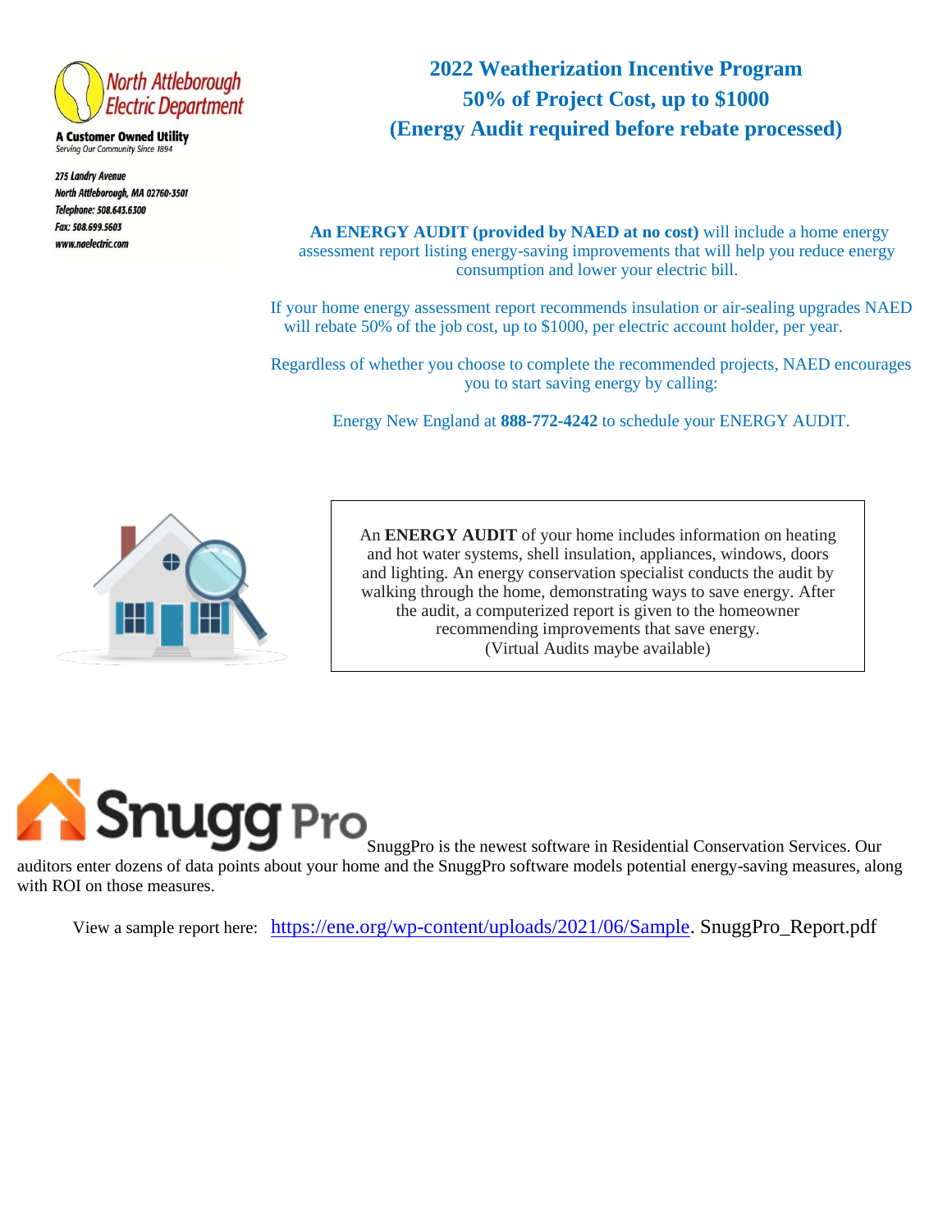North Attleborough Electric Department

**A Customer Owned Utility**
*Serving Our Community Since 1894*

*275 Landry Avenue*
*North Attleborough, MA 02760-3501*
*Telephone: 508.643.6300*
*Fax: 508.699.5603*
*www.naelectric.com*

# 2022 Weatherization Incentive Program
## 50% of Project Cost, up to $1000
## (Energy Audit required before rebate processed)

**An ENERGY AUDIT (provided by NAED at no cost)** will include a home energy assessment report listing energy-saving improvements that will help you reduce energy consumption and lower your electric bill.

If your home energy assessment report recommends insulation or air-sealing upgrades NAED will rebate 50% of the job cost, up to $1000, per electric account holder, per year.

Regardless of whether you choose to complete the recommended projects, NAED encourages you to start saving energy by calling:

Energy New England at **888-772-4242** to schedule your ENERGY AUDIT.

An **ENERGY AUDIT** of your home includes information on heating and hot water systems, shell insulation, appliances, windows, doors and lighting. An energy conservation specialist conducts the audit by walking through the home, demonstrating ways to save energy. After the audit, a computerized report is given to the homeowner recommending improvements that save energy.
(Virtual Audits maybe available)

Snugg Pro

SnuggPro is the newest software in Residential Conservation Services. Our auditors enter dozens of data points about your home and the SnuggPro software models potential energy-saving measures, along with ROI on those measures.

View a sample report here: https://ene.org/wp-content/uploads/2021/06/Sample. SnuggPro_Report.pdf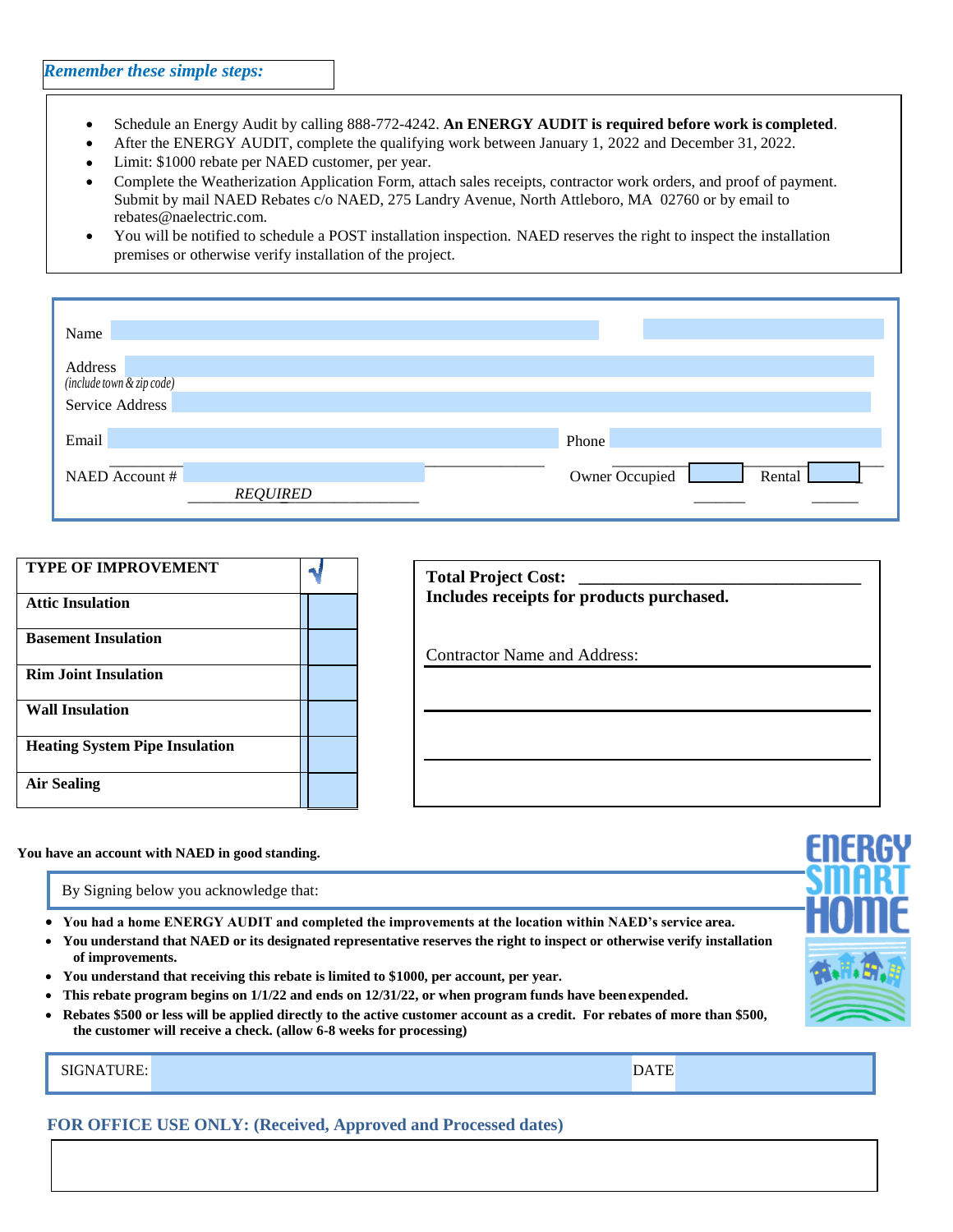*Remember these simple steps:*

- Schedule an Energy Audit by calling 888-772-4242. **An ENERGY AUDIT is required before work is completed**.
- After the ENERGY AUDIT, complete the qualifying work between January 1, 2022 and December 31, 2022.
- Limit: $1000 rebate per NAED customer, per year.
- Complete the Weatherization Application Form, attach sales receipts, contractor work orders, and proof of payment. Submit by mail NAED Rebates c/o NAED, 275 Landry Avenue, North Attleboro, MA 02760 or by email to rebates@naelectric.com.
- You will be notified to schedule a POST installation inspection. NAED reserves the right to inspect the installation premises or otherwise verify installation of the project.

Name ________________

Address ________________
*(include town & zip code)*

Service Address ________________

Email ________________ Phone ________________

NAED Account # ________________ *REQUIRED*

Owner Occupied ______ Rental ______

| TYPE OF IMPROVEMENT | √ |
|---|---|
| **Attic Insulation** | |
| **Basement Insulation** | |
| **Rim Joint Insulation** | |
| **Wall Insulation** | |
| **Heating System Pipe Insulation** | |
| **Air Sealing** | |

**Total Project Cost:** ________________________________
**Includes receipts for products purchased.**

Contractor Name and Address:

________________________________

________________________________

**You have an account with NAED in good standing.**

By Signing below you acknowledge that:

- **You had a home ENERGY AUDIT and completed the improvements at the location within NAED's service area.**
- **You understand that NAED or its designated representative reserves the right to inspect or otherwise verify installation of improvements.**
- **You understand that receiving this rebate is limited to $1000, per account, per year.**
- **This rebate program begins on 1/1/22 and ends on 12/31/22, or when program funds have been expended.**
- **Rebates $500 or less will be applied directly to the active customer account as a credit. For rebates of more than $500, the customer will receive a check. (allow 6-8 weeks for processing)**

ENERGY SMART HOME

SIGNATURE: ________________ DATE ________________

**FOR OFFICE USE ONLY: (Received, Approved and Processed dates)**